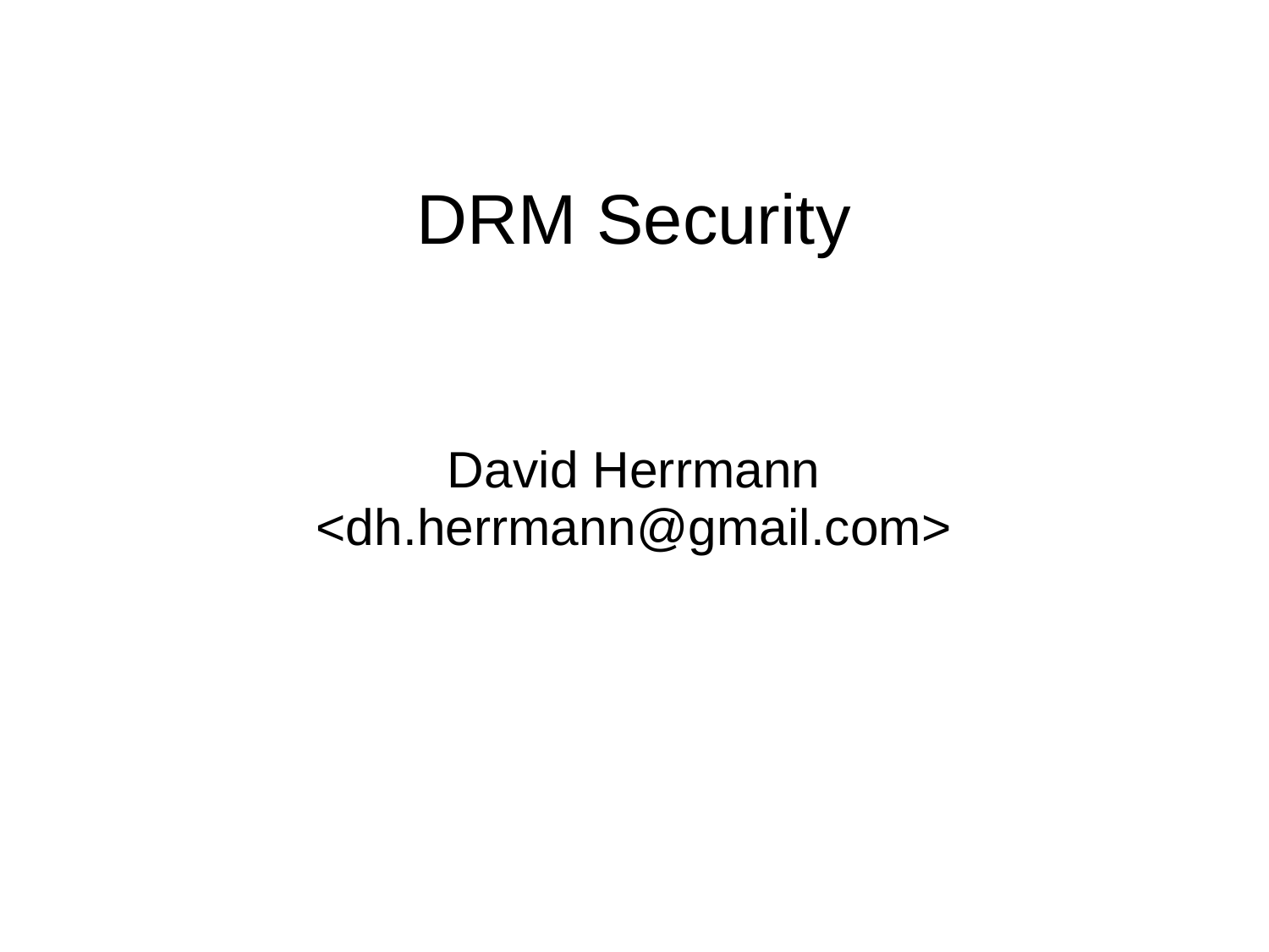# DRM Security

David Herrmann
<dh.herrmann@gmail.com>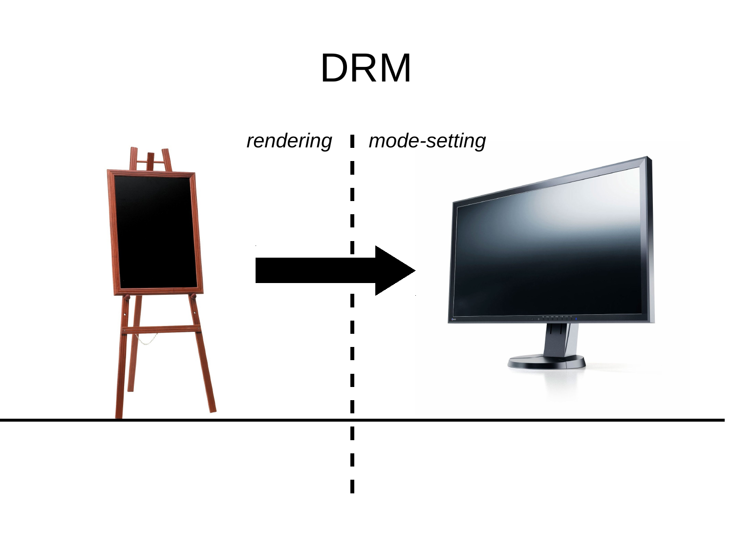# DRM

*rendering* | *mode-setting*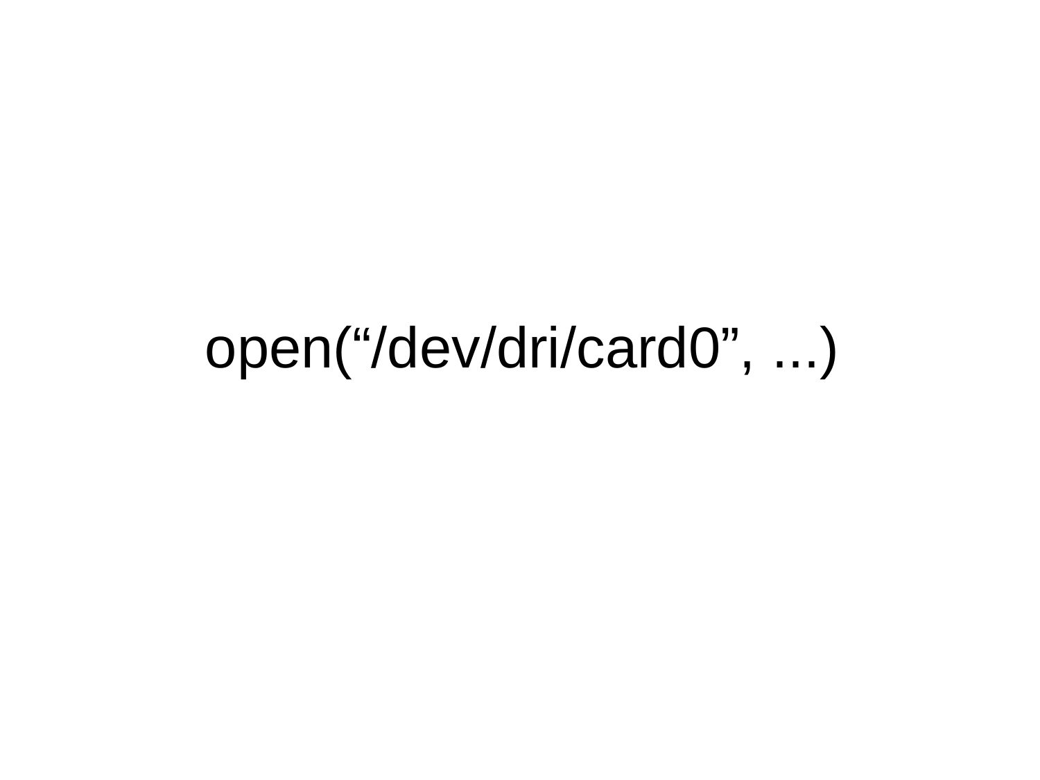open(“/dev/dri/card0”, ...)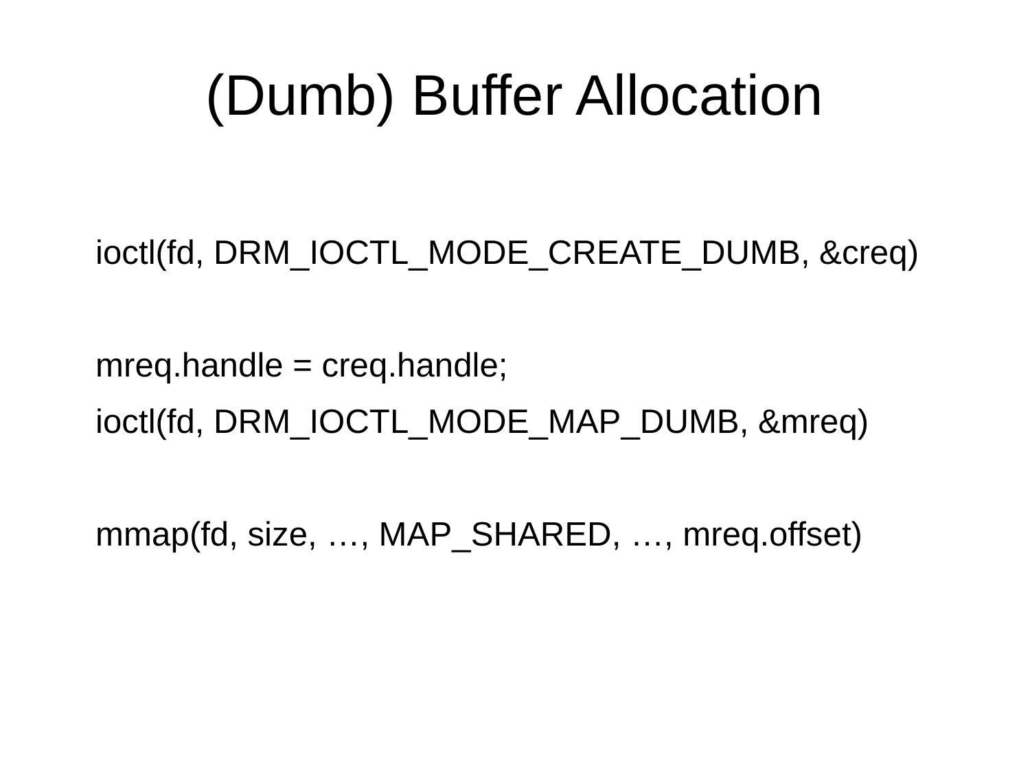# (Dumb) Buffer Allocation

```
ioctl(fd, DRM_IOCTL_MODE_CREATE_DUMB, &creq)

mreq.handle = creq.handle;
ioctl(fd, DRM_IOCTL_MODE_MAP_DUMB, &mreq)

mmap(fd, size, …, MAP_SHARED, …, mreq.offset)
```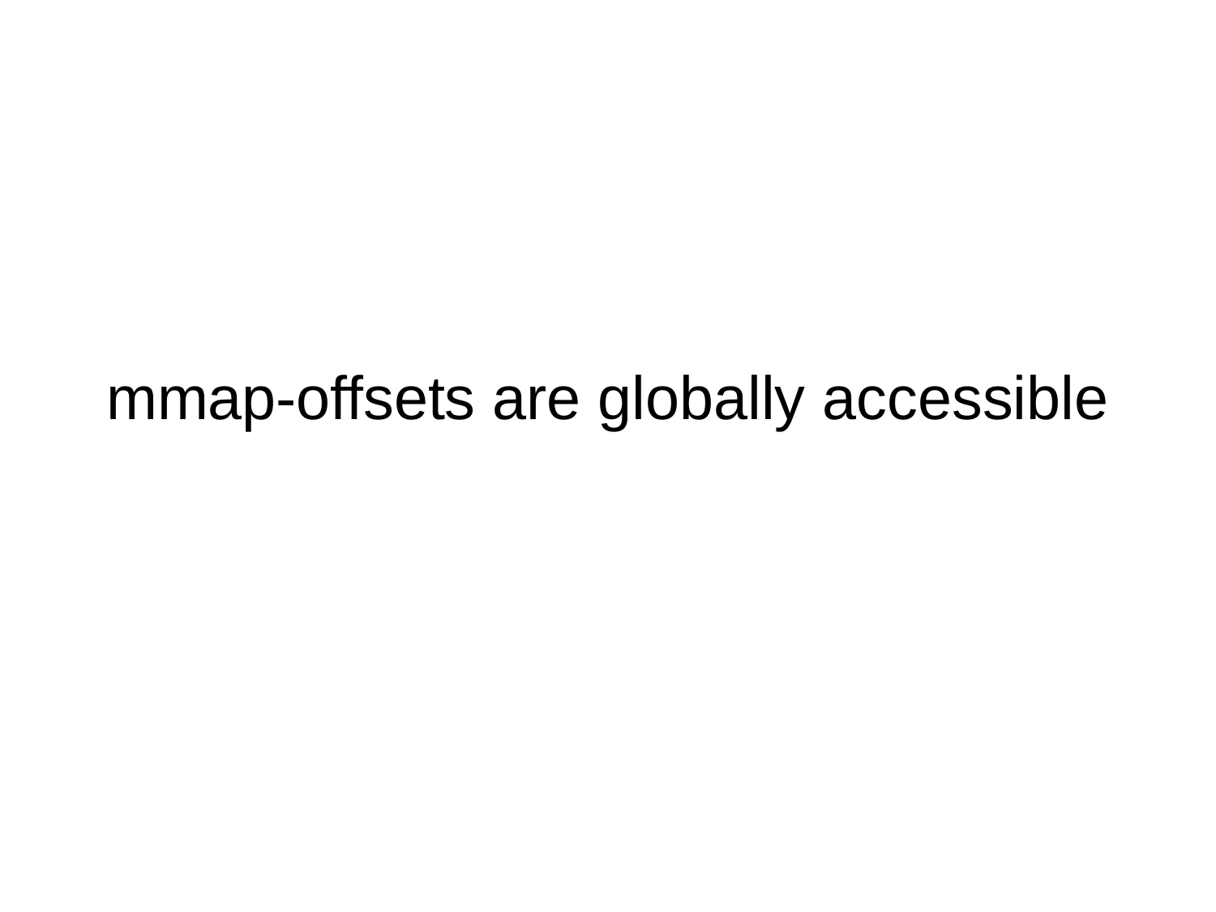mmap-offsets are globally accessible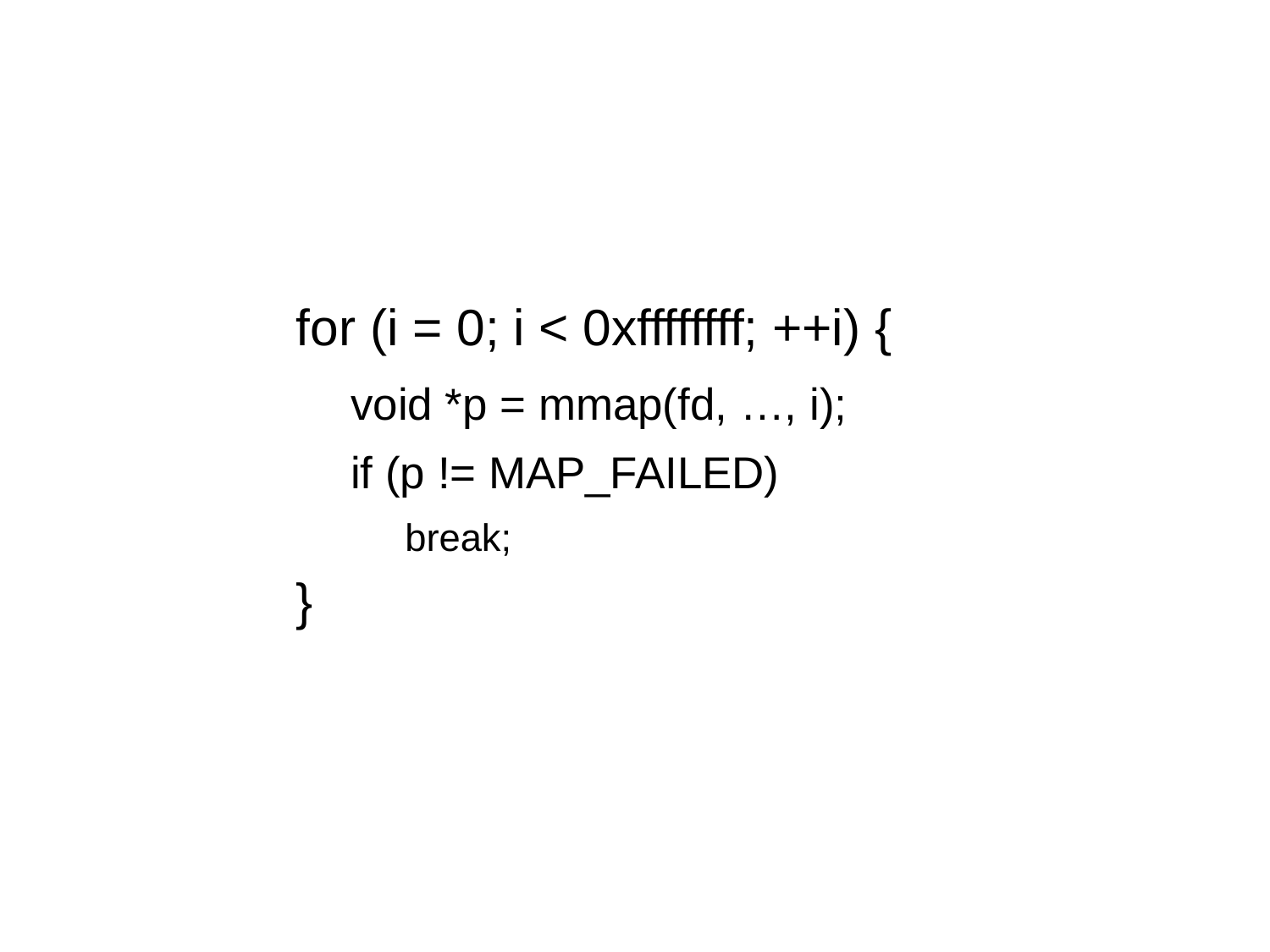```
for (i = 0; i < 0xffffffff; ++i) {
    void *p = mmap(fd, …, i);
    if (p != MAP_FAILED)
        break;
}
```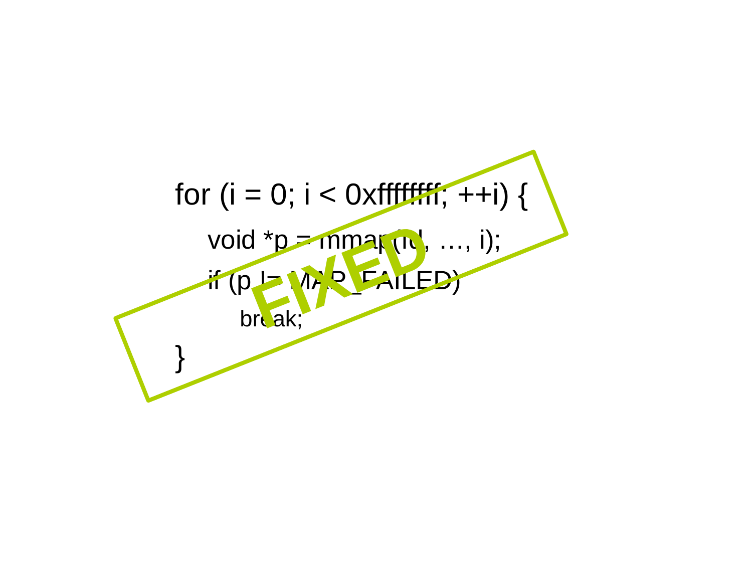```
for (i = 0; i < 0xffffffff; ++i) {
    void *p = mmap(fd, ..., i);
    if (p != MAP_FAILED)
        break;
}
```

**FIXED**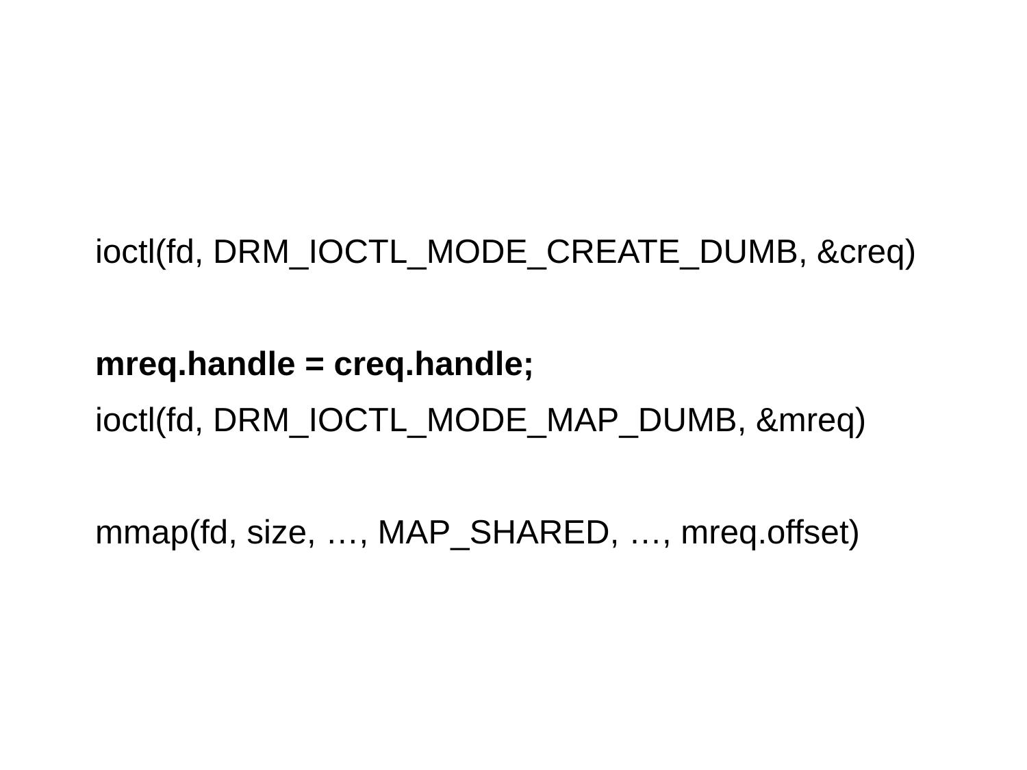ioctl(fd, DRM_IOCTL_MODE_CREATE_DUMB, &creq)

**mreq.handle = creq.handle;**

ioctl(fd, DRM_IOCTL_MODE_MAP_DUMB, &mreq)

mmap(fd, size, …, MAP_SHARED, …, mreq.offset)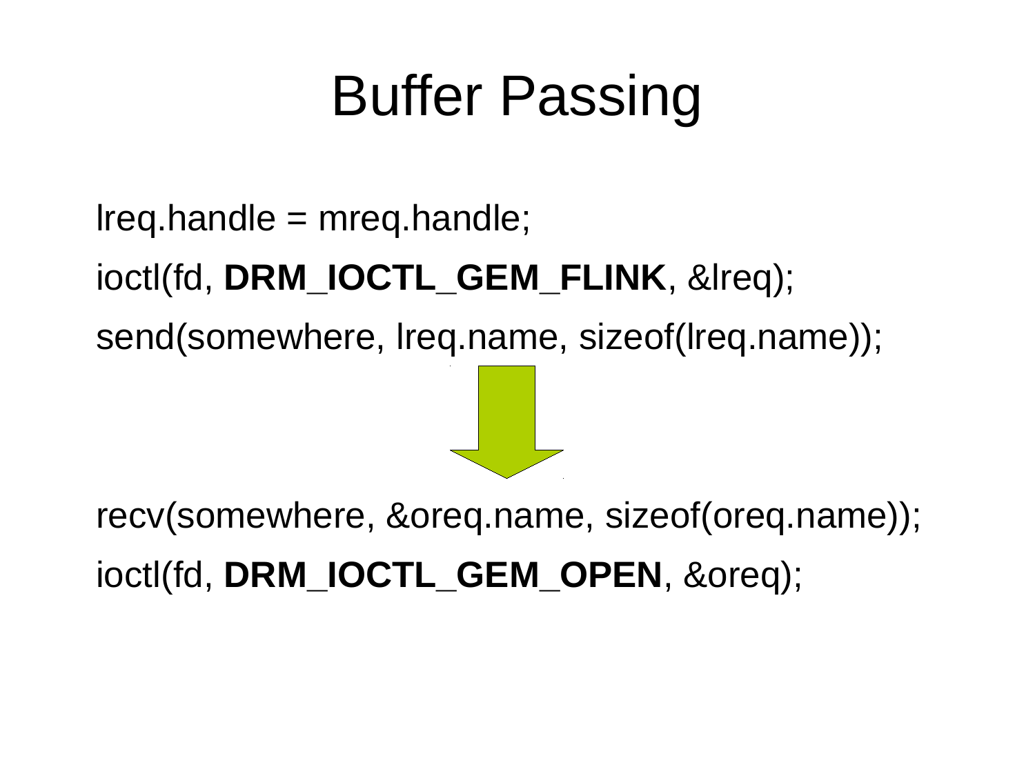# Buffer Passing

lreq.handle = mreq.handle;

ioctl(fd, **DRM_IOCTL_GEM_FLINK**, &lreq);

send(somewhere, lreq.name, sizeof(lreq.name));

recv(somewhere, &oreq.name, sizeof(oreq.name));

ioctl(fd, **DRM_IOCTL_GEM_OPEN**, &oreq);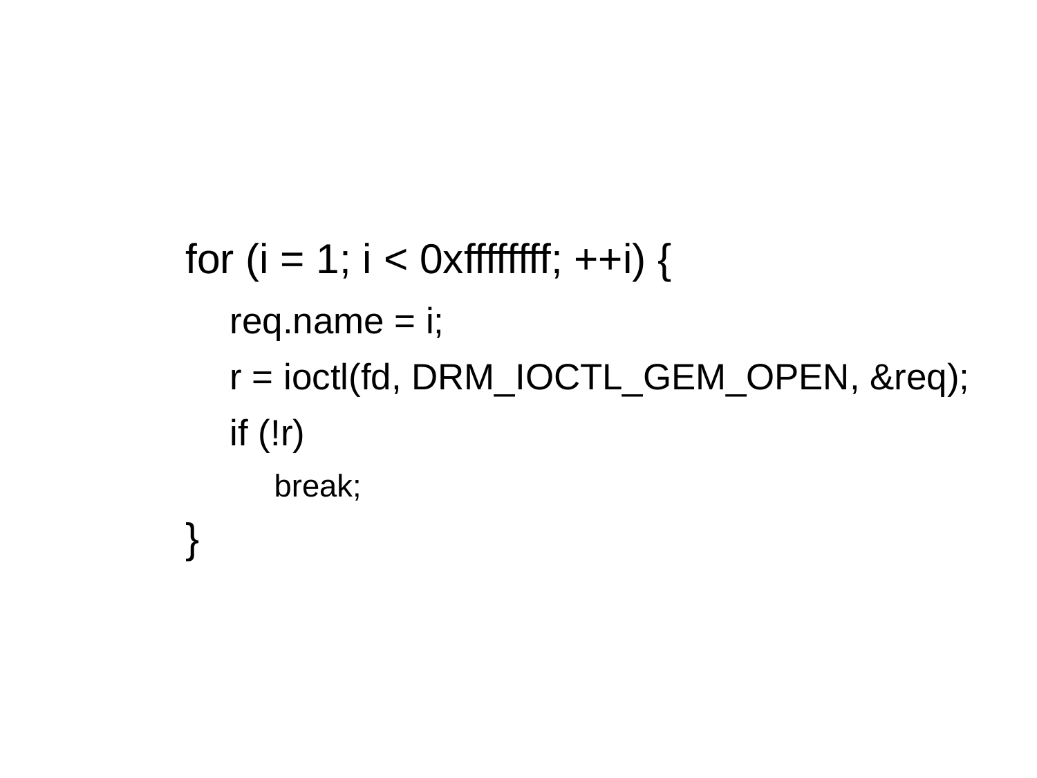```
for (i = 1; i < 0xffffffff; ++i) {
    req.name = i;
    r = ioctl(fd, DRM_IOCTL_GEM_OPEN, &req);
    if (!r)
        break;
}
```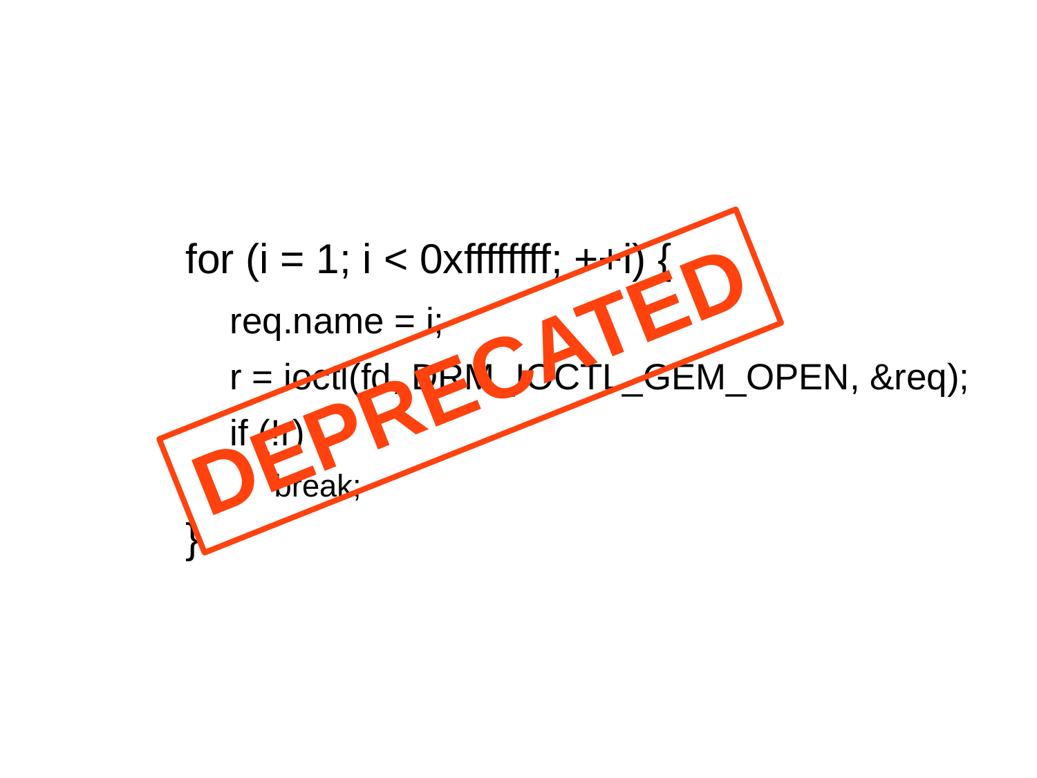```
for (i = 1; i < 0xffffffff; ++i) {
    req.name = i;
    r = ioctl(fd, DRM_IOCTL_GEM_OPEN, &req);
    if (!r)
        break;
}
```

DEPRECATED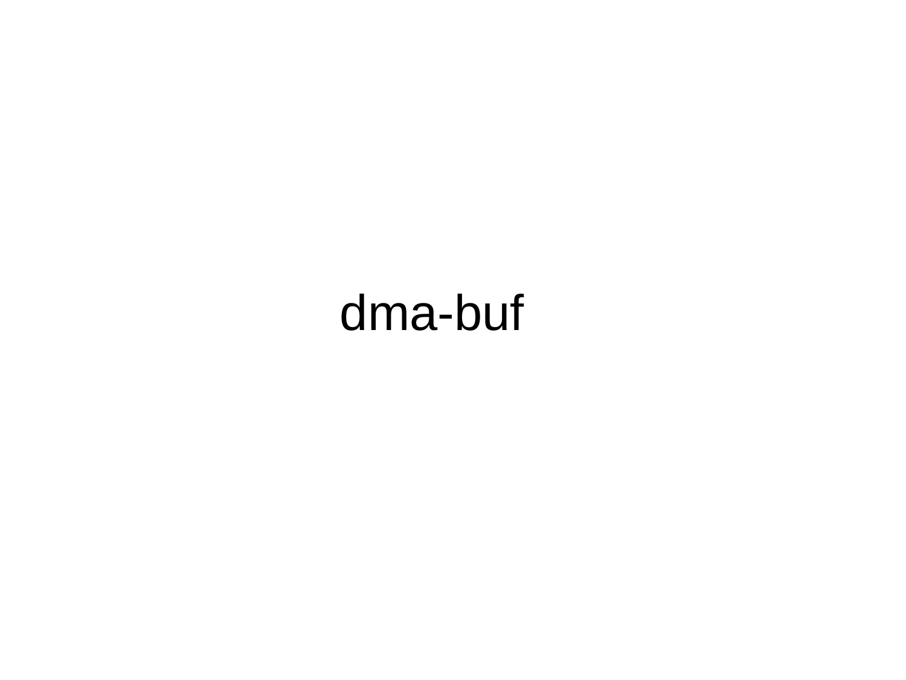# dma-buf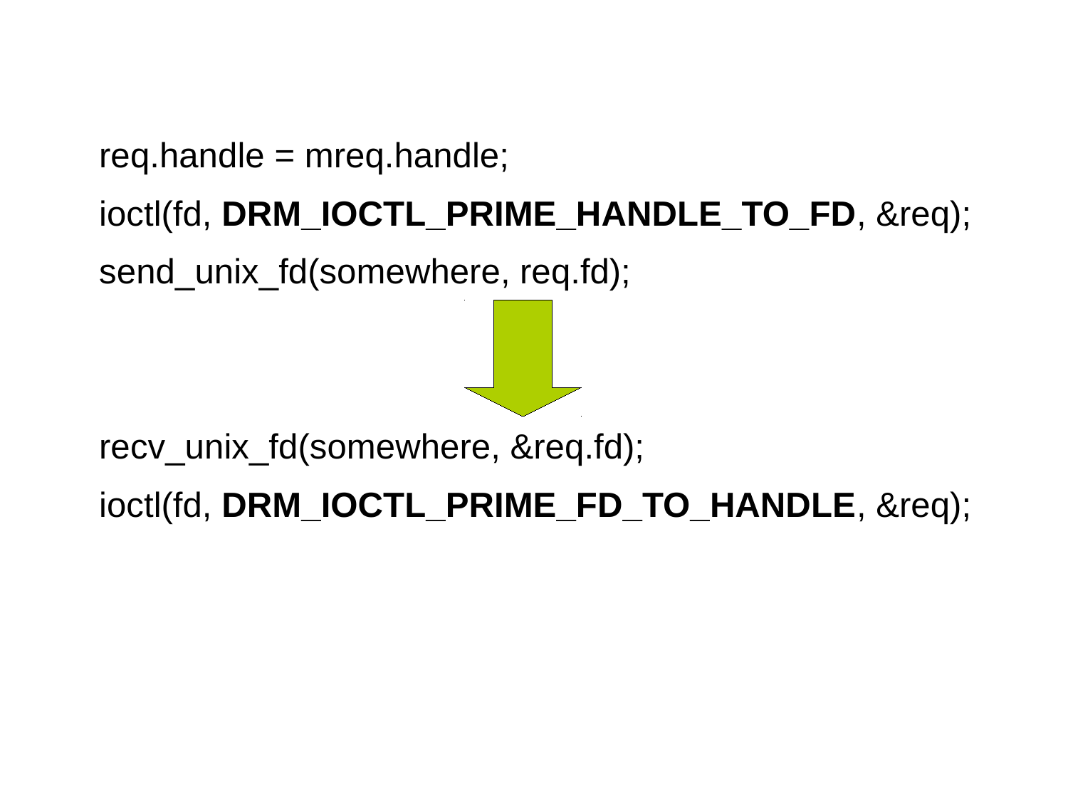```
req.handle = mreq.handle;
ioctl(fd, DRM_IOCTL_PRIME_HANDLE_TO_FD, &req);
send_unix_fd(somewhere, req.fd);
```

```
recv_unix_fd(somewhere, &req.fd);
ioctl(fd, DRM_IOCTL_PRIME_FD_TO_HANDLE, &req);
```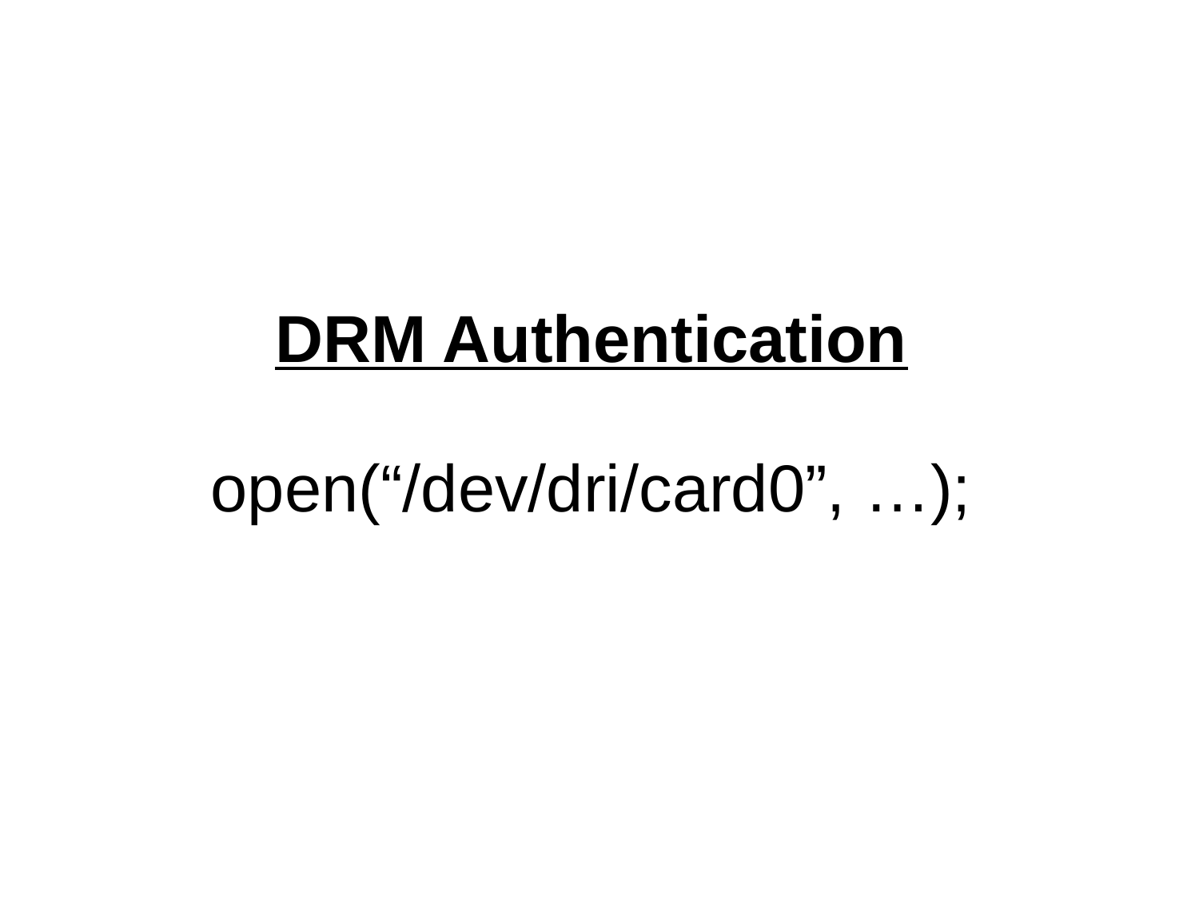# **DRM Authentication**

open(“/dev/dri/card0”, …);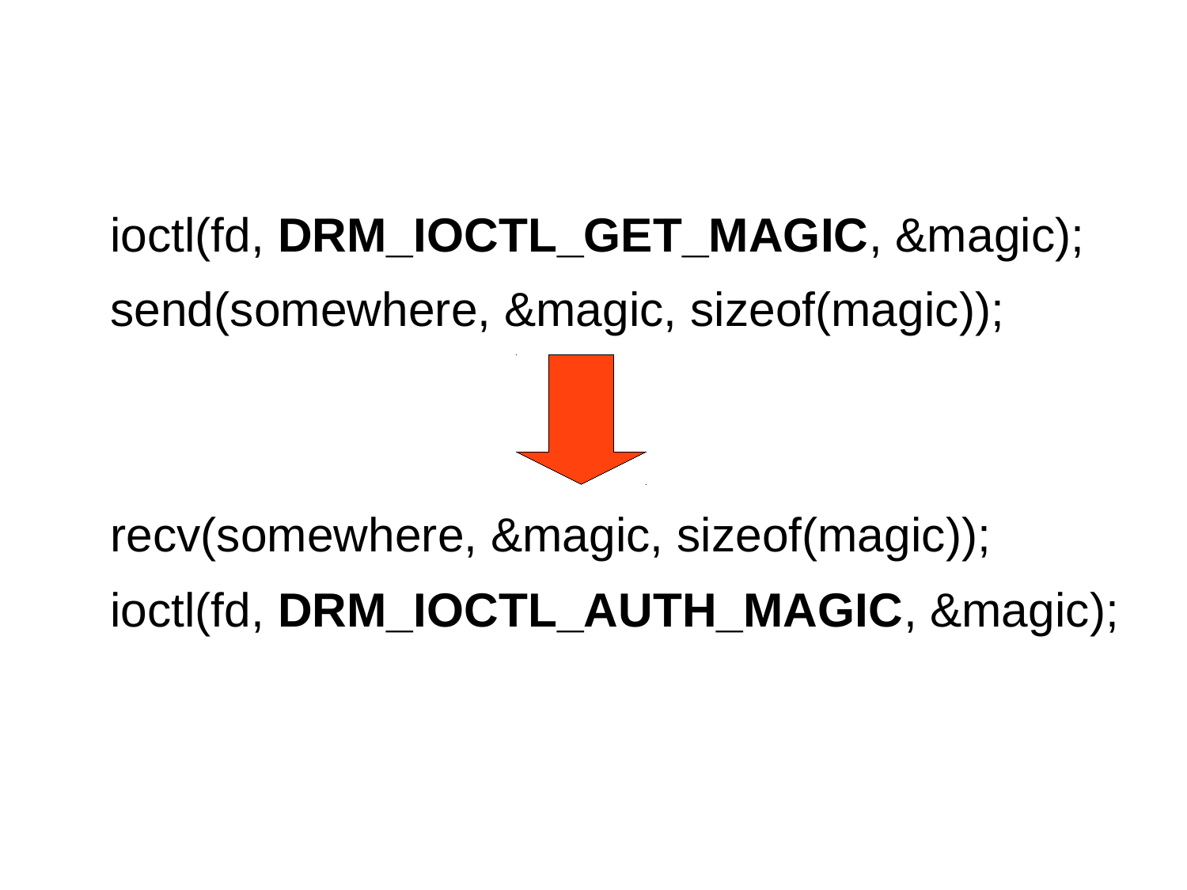ioctl(fd, **DRM_IOCTL_GET_MAGIC**, &magic);

send(somewhere, &magic, sizeof(magic));

recv(somewhere, &magic, sizeof(magic));

ioctl(fd, **DRM_IOCTL_AUTH_MAGIC**, &magic);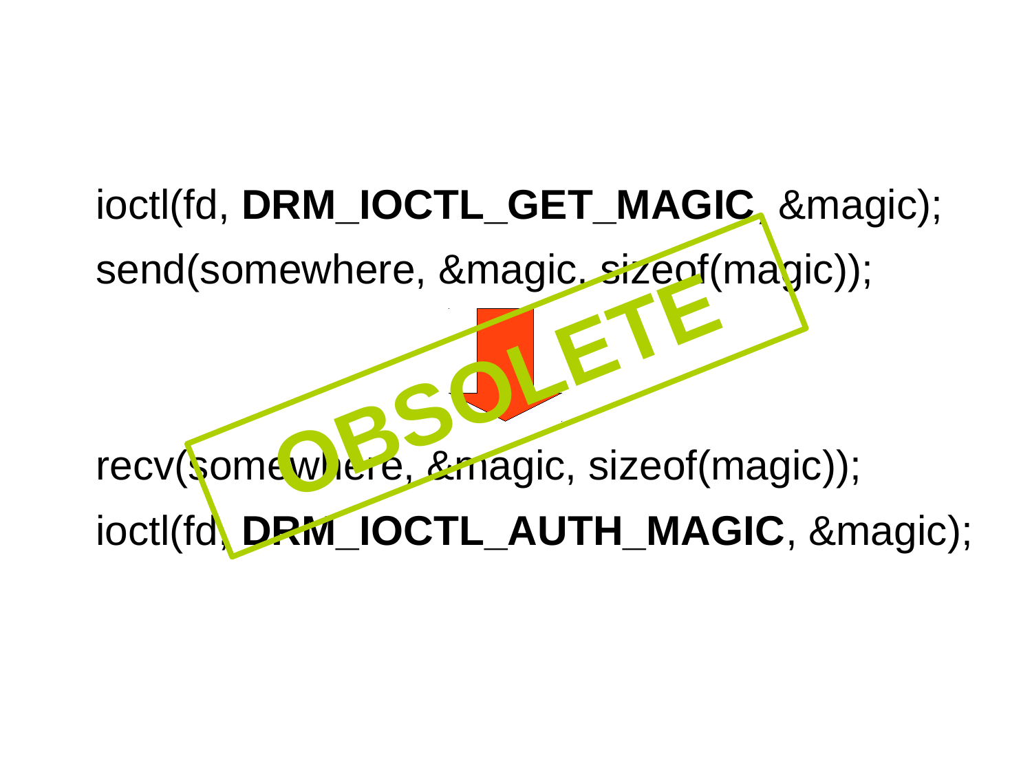```
ioctl(fd, DRM_IOCTL_GET_MAGIC, &magic);
send(somewhere, &magic, sizeof(magic));
```

```
recv(somewhere, &magic, sizeof(magic));
ioctl(fd, DRM_IOCTL_AUTH_MAGIC, &magic);
```

**OBSOLETE**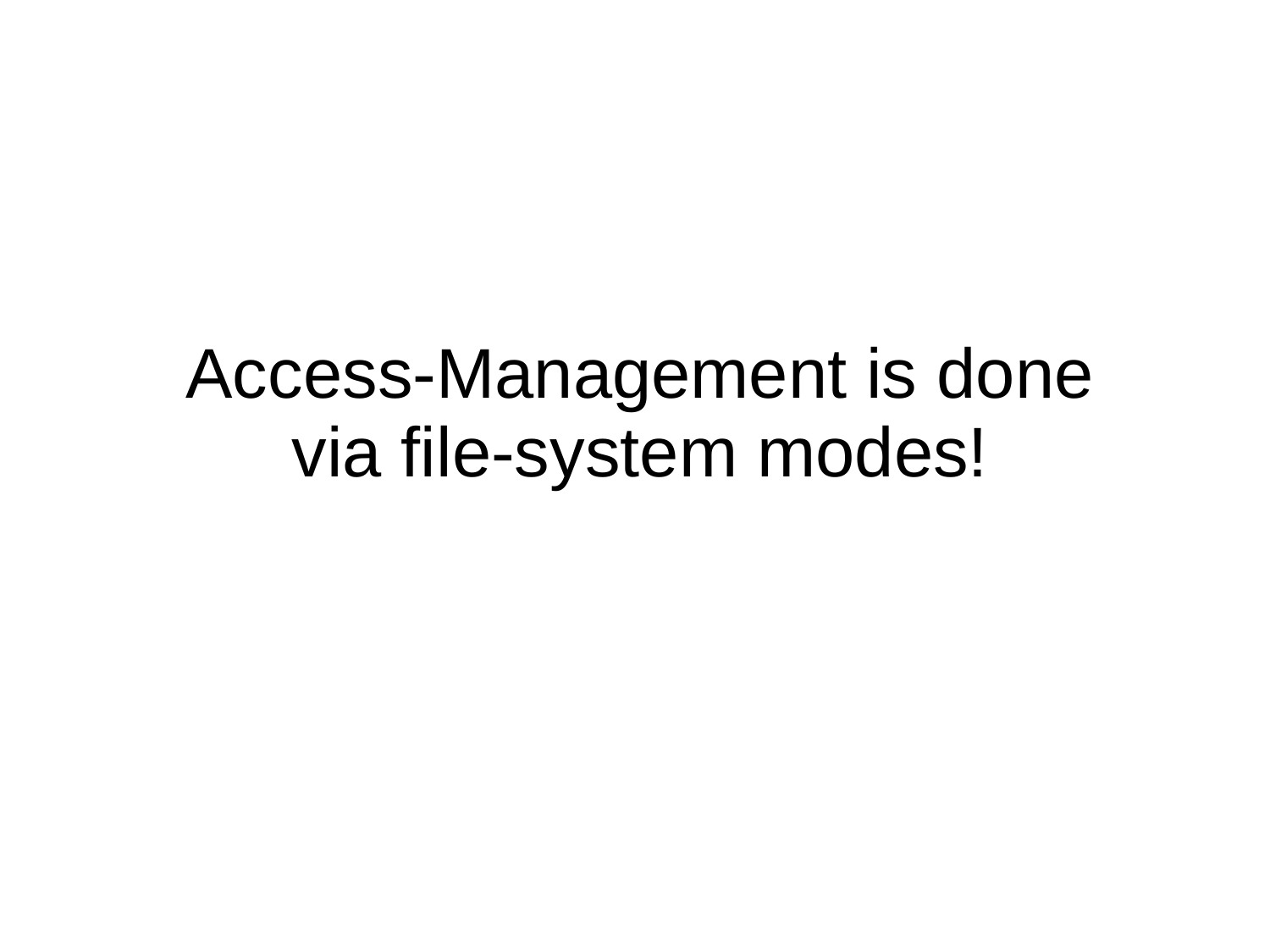# Access-Management is done via file-system modes!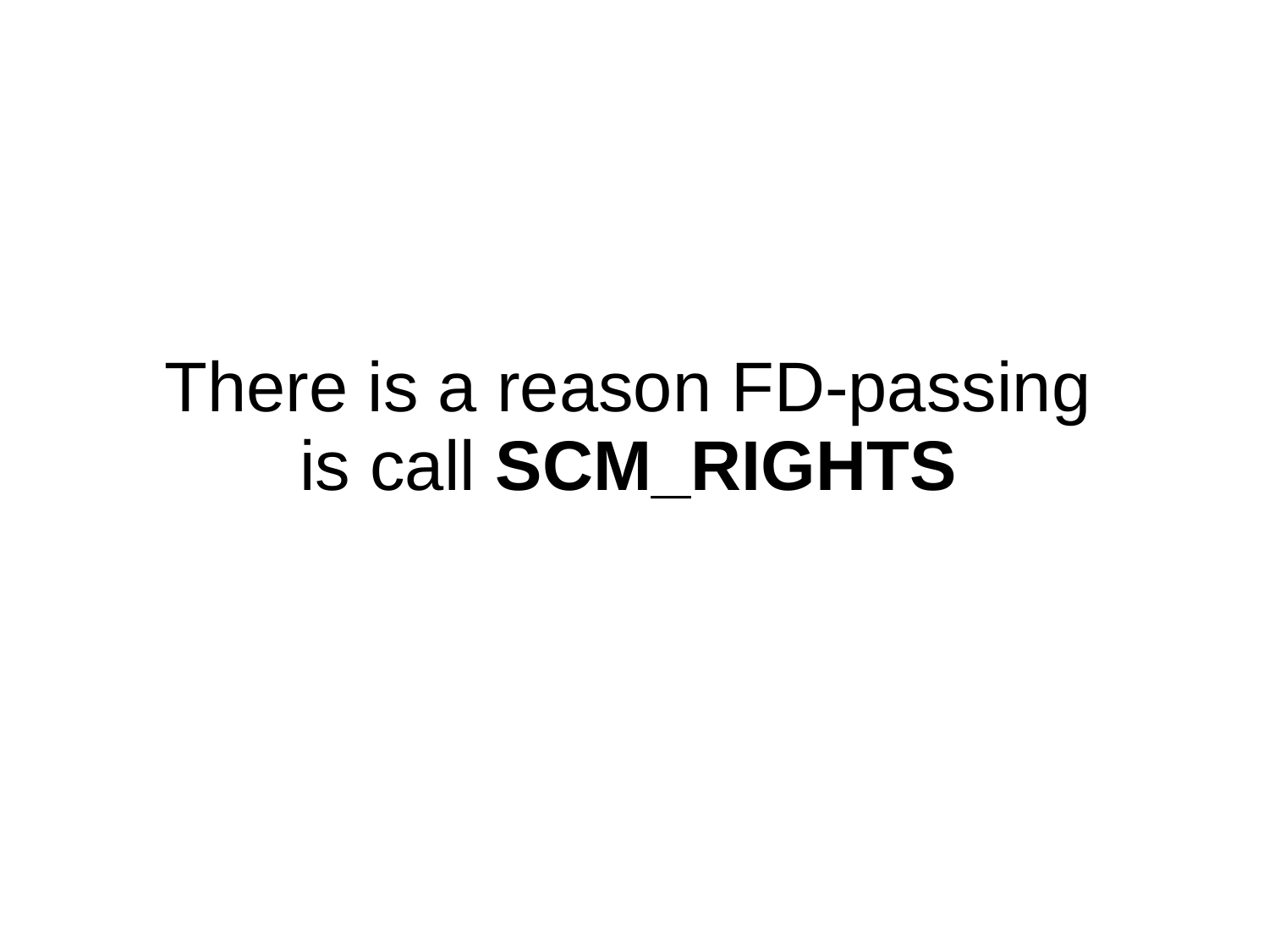There is a reason FD-passing is call **SCM_RIGHTS**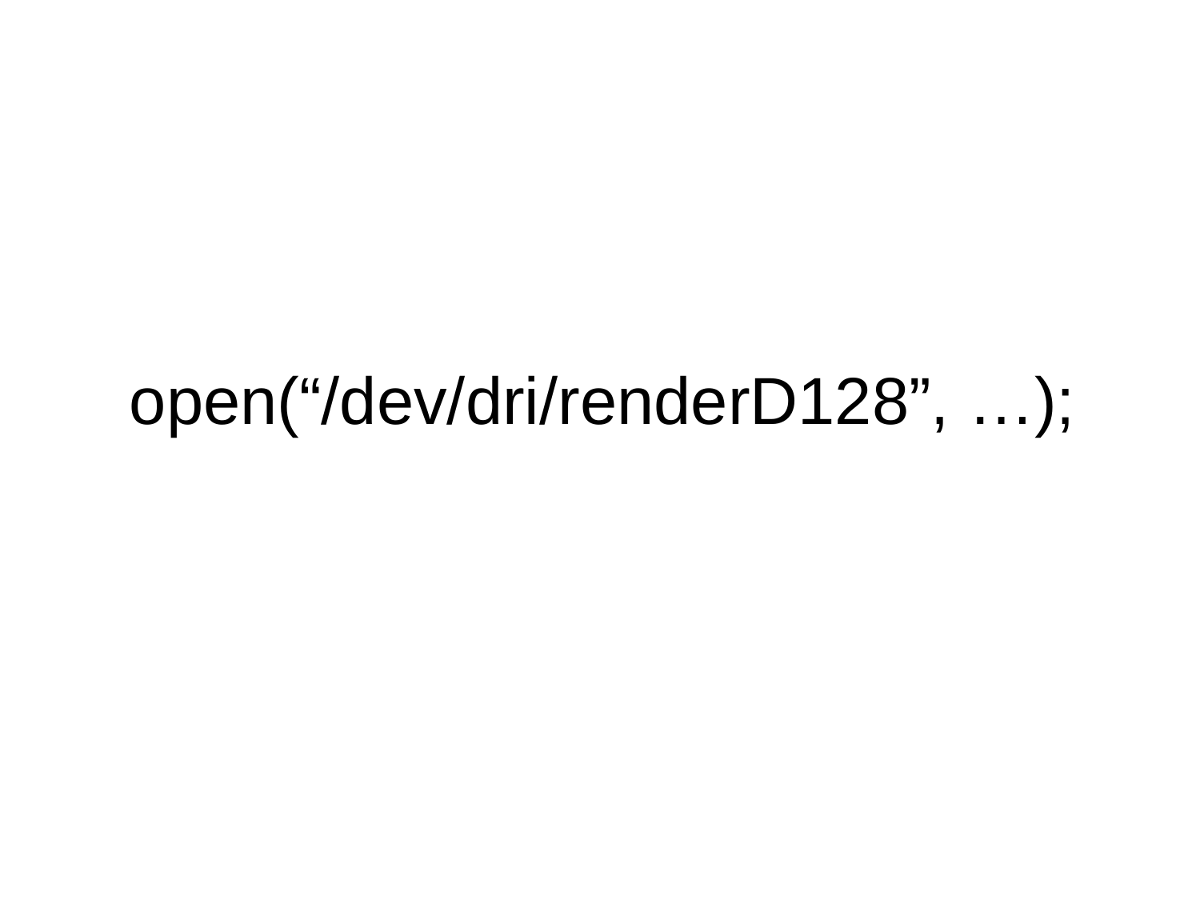open(“/dev/dri/renderD128”, …);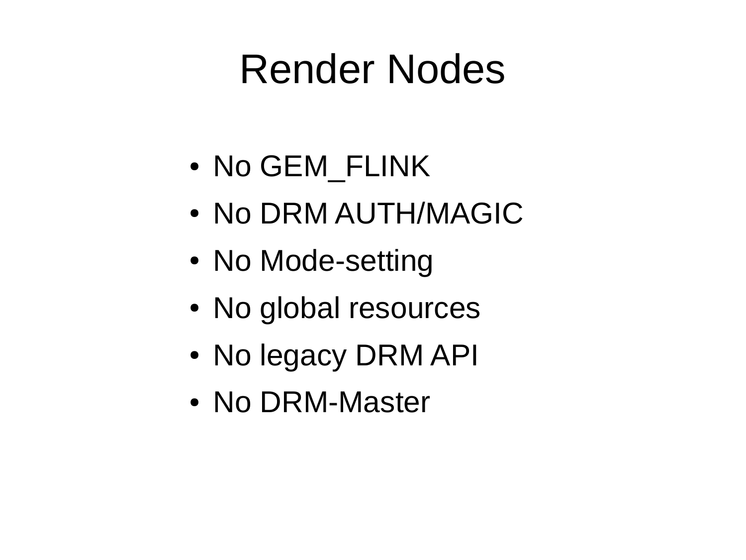# Render Nodes

- No GEM_FLINK
- No DRM AUTH/MAGIC
- No Mode-setting
- No global resources
- No legacy DRM API
- No DRM-Master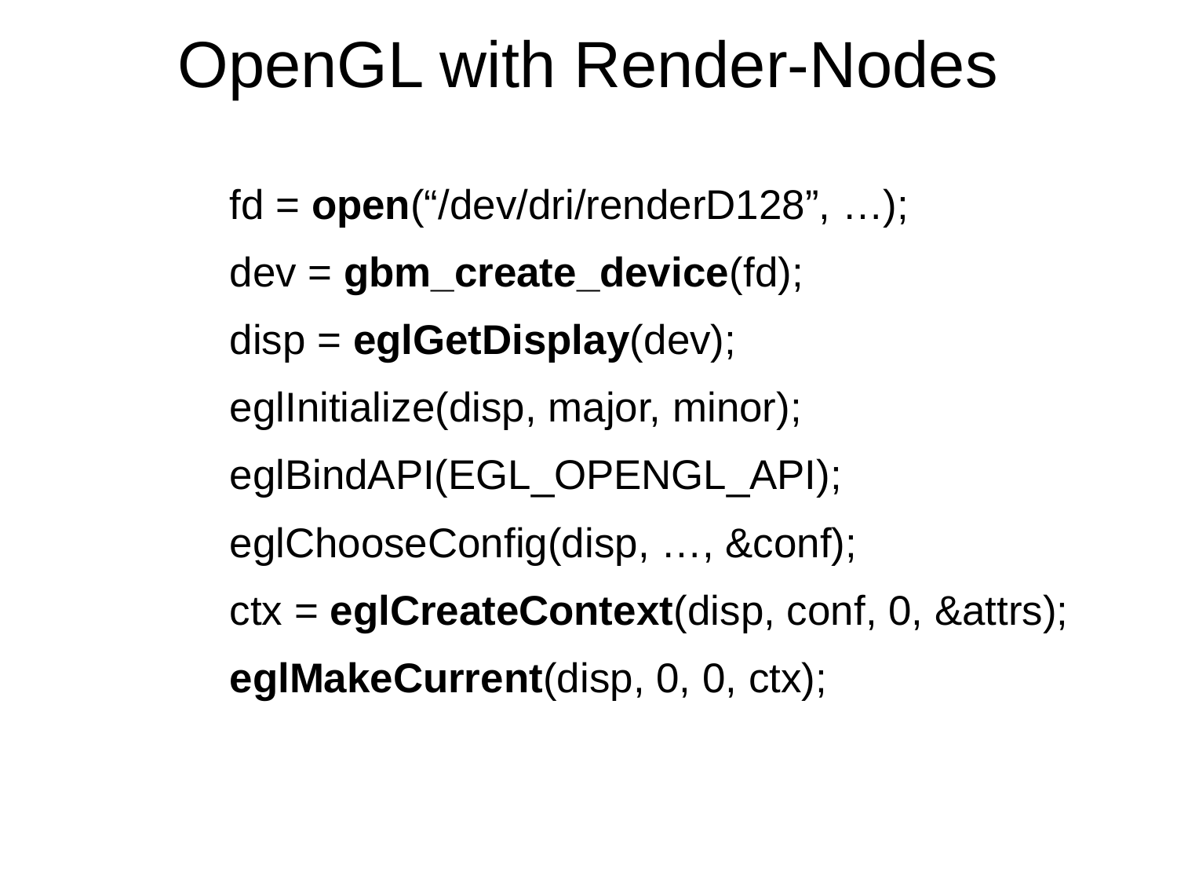# OpenGL with Render-Nodes

fd = **open**(“/dev/dri/renderD128”, …);

dev = **gbm_create_device**(fd);

disp = **eglGetDisplay**(dev);

eglInitialize(disp, major, minor);

eglBindAPI(EGL_OPENGL_API);

eglChooseConfig(disp, …, &conf);

ctx = **eglCreateContext**(disp, conf, 0, &attrs);

**eglMakeCurrent**(disp, 0, 0, ctx);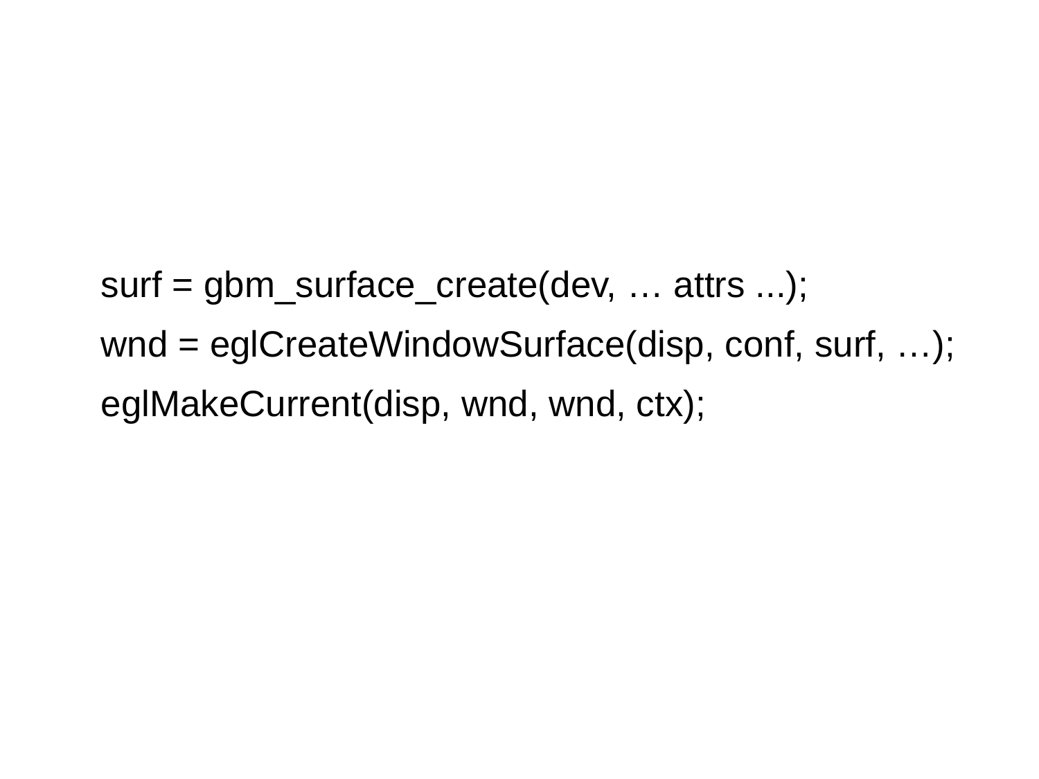```
surf = gbm_surface_create(dev, … attrs ...);
wnd = eglCreateWindowSurface(disp, conf, surf, …);
eglMakeCurrent(disp, wnd, wnd, ctx);
```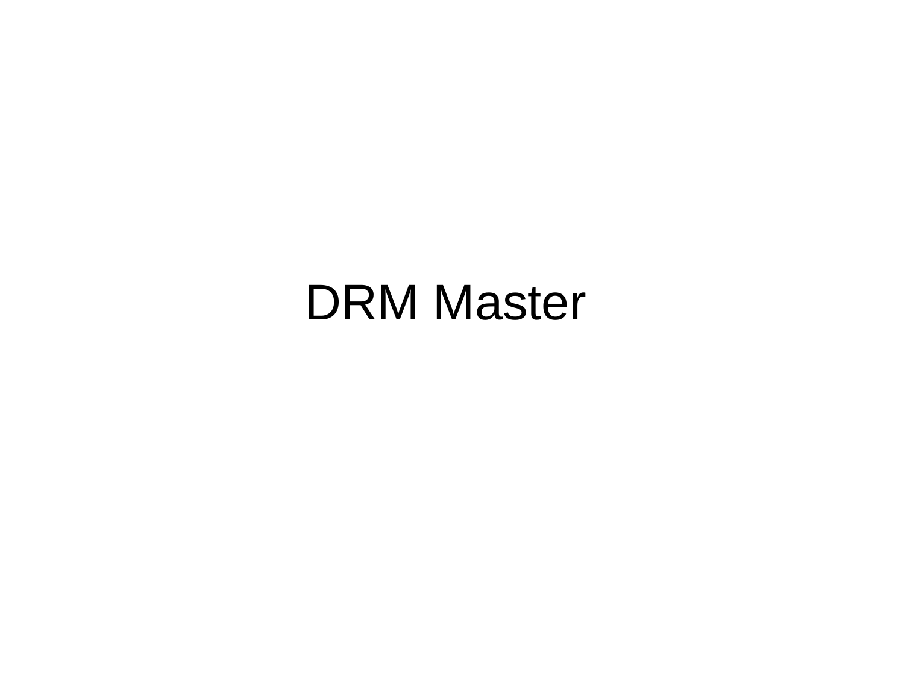# DRM Master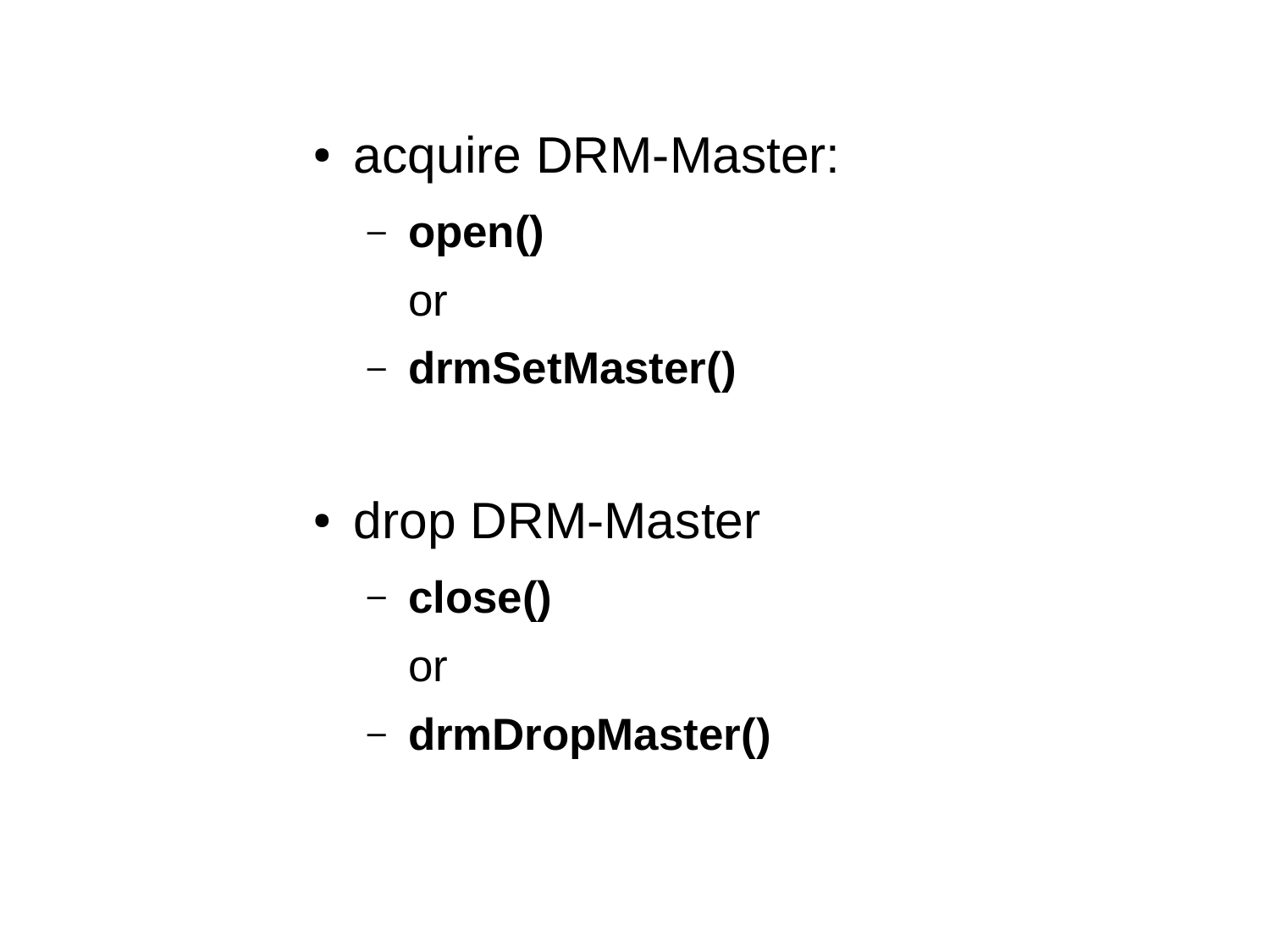- acquire DRM-Master:
  - **open()**

    or
  - **drmSetMaster()**

- drop DRM-Master
  - **close()**

    or
  - **drmDropMaster()**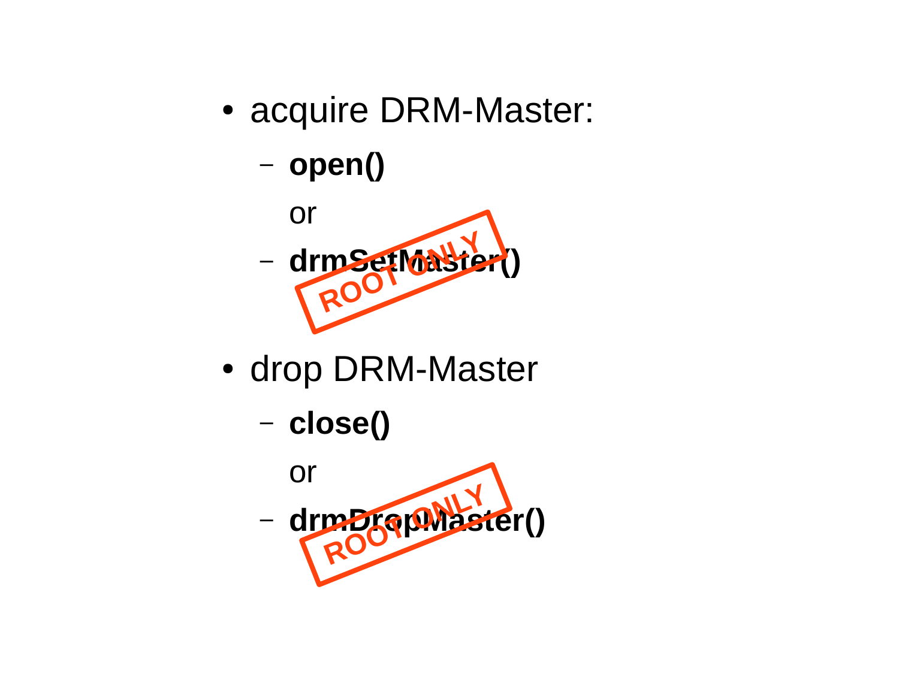- acquire DRM-Master:
  - **open()**

    or
  - **drmSetMaster()** ROOT ONLY
- drop DRM-Master
  - **close()**

    or
  - **drmDropMaster()** ROOT ONLY